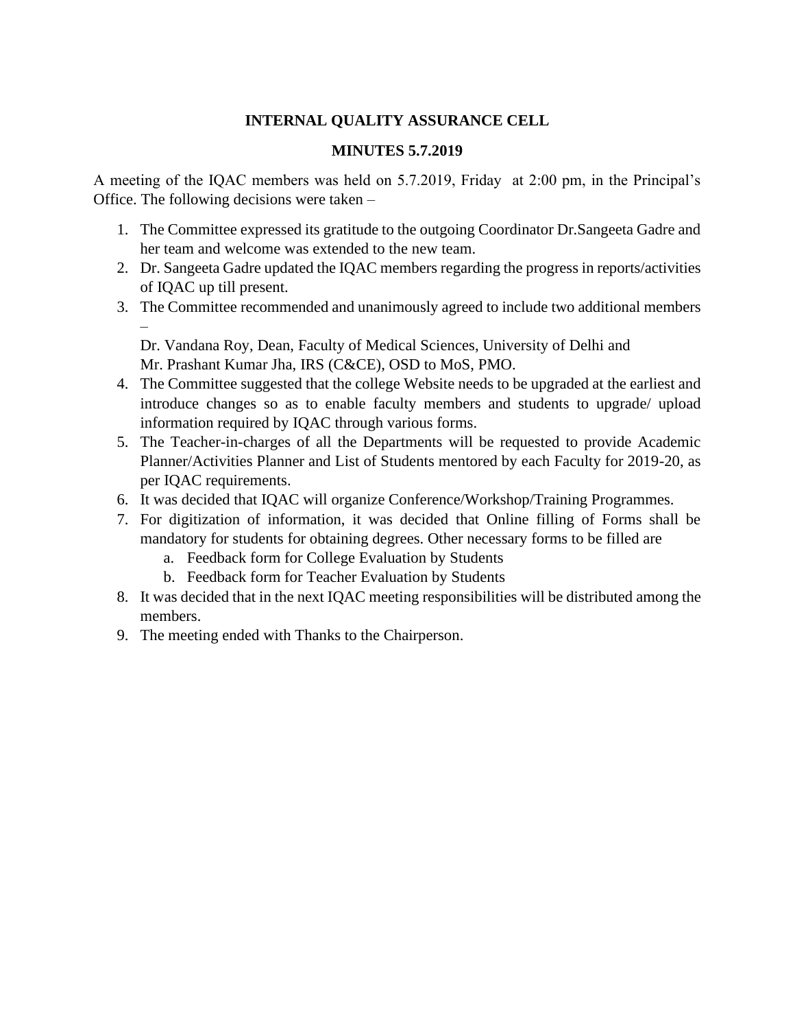**INTERNAL QUALITY ASSURANCE CELL**

**MINUTES 5.7.2019**

A meeting of the IQAC members was held on 5.7.2019, Friday at 2:00 pm, in the Principal's Office. The following decisions were taken –

1. The Committee expressed its gratitude to the outgoing Coordinator Dr.Sangeeta Gadre and her team and welcome was extended to the new team.
2. Dr. Sangeeta Gadre updated the IQAC members regarding the progress in reports/activities of IQAC up till present.
3. The Committee recommended and unanimously agreed to include two additional members –

   Dr. Vandana Roy, Dean, Faculty of Medical Sciences, University of Delhi and
   Mr. Prashant Kumar Jha, IRS (C&CE), OSD to MoS, PMO.
4. The Committee suggested that the college Website needs to be upgraded at the earliest and introduce changes so as to enable faculty members and students to upgrade/ upload information required by IQAC through various forms.
5. The Teacher-in-charges of all the Departments will be requested to provide Academic Planner/Activities Planner and List of Students mentored by each Faculty for 2019-20, as per IQAC requirements.
6. It was decided that IQAC will organize Conference/Workshop/Training Programmes.
7. For digitization of information, it was decided that Online filling of Forms shall be mandatory for students for obtaining degrees. Other necessary forms to be filled are
   a. Feedback form for College Evaluation by Students
   b. Feedback form for Teacher Evaluation by Students
8. It was decided that in the next IQAC meeting responsibilities will be distributed among the members.
9. The meeting ended with Thanks to the Chairperson.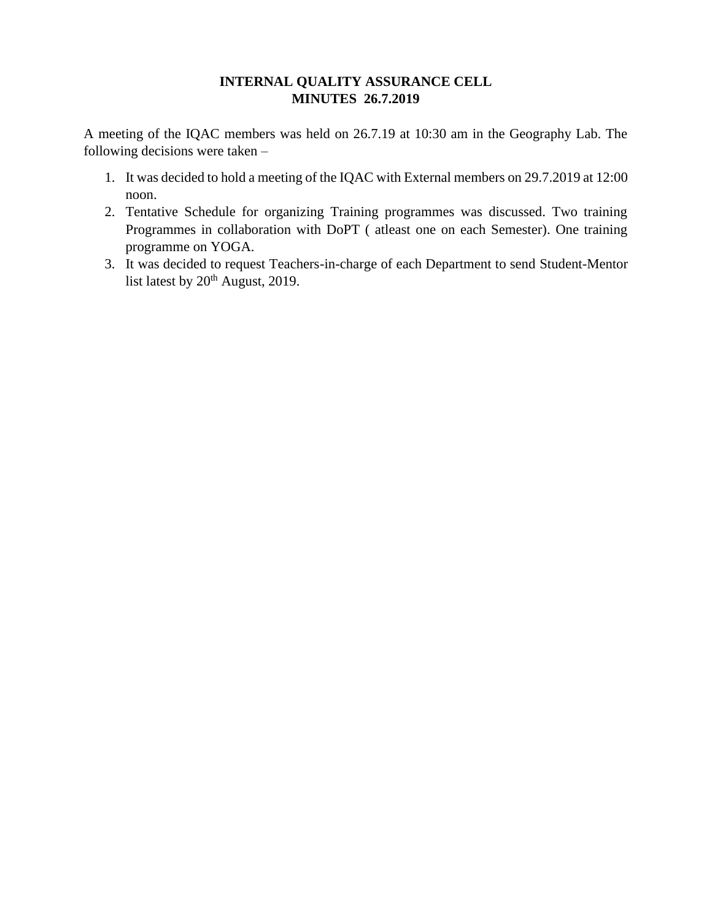# INTERNAL QUALITY ASSURANCE CELL
## MINUTES 26.7.2019

A meeting of the IQAC members was held on 26.7.19 at 10:30 am in the Geography Lab. The following decisions were taken –

1. It was decided to hold a meeting of the IQAC with External members on 29.7.2019 at 12:00 noon.
2. Tentative Schedule for organizing Training programmes was discussed. Two training Programmes in collaboration with DoPT ( atleast one on each Semester). One training programme on YOGA.
3. It was decided to request Teachers-in-charge of each Department to send Student-Mentor list latest by 20th August, 2019.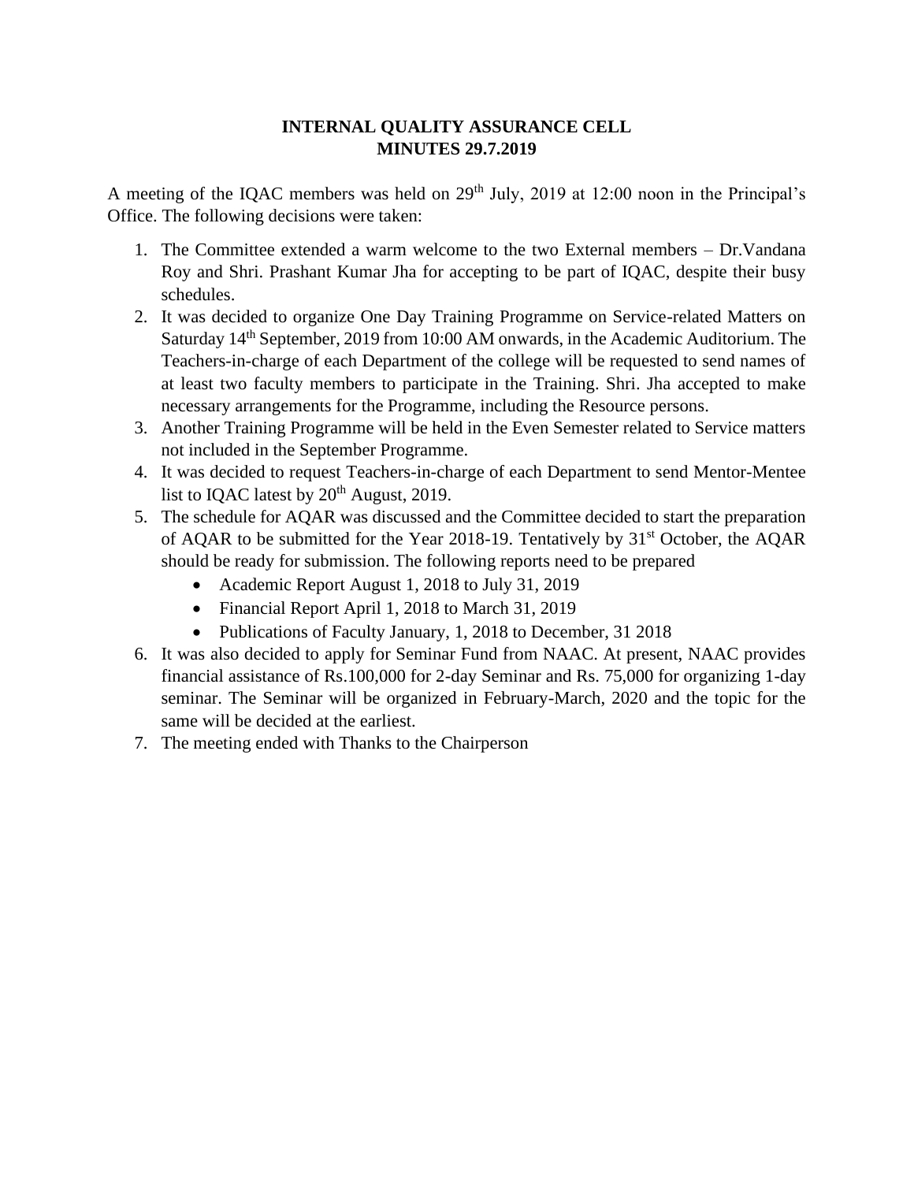**INTERNAL QUALITY ASSURANCE CELL**
**MINUTES 29.7.2019**

A meeting of the IQAC members was held on 29th July, 2019 at 12:00 noon in the Principal's Office. The following decisions were taken:

1. The Committee extended a warm welcome to the two External members – Dr.Vandana Roy and Shri. Prashant Kumar Jha for accepting to be part of IQAC, despite their busy schedules.
2. It was decided to organize One Day Training Programme on Service-related Matters on Saturday 14th September, 2019 from 10:00 AM onwards, in the Academic Auditorium. The Teachers-in-charge of each Department of the college will be requested to send names of at least two faculty members to participate in the Training. Shri. Jha accepted to make necessary arrangements for the Programme, including the Resource persons.
3. Another Training Programme will be held in the Even Semester related to Service matters not included in the September Programme.
4. It was decided to request Teachers-in-charge of each Department to send Mentor-Mentee list to IQAC latest by 20th August, 2019.
5. The schedule for AQAR was discussed and the Committee decided to start the preparation of AQAR to be submitted for the Year 2018-19. Tentatively by 31st October, the AQAR should be ready for submission. The following reports need to be prepared
   - Academic Report August 1, 2018 to July 31, 2019
   - Financial Report April 1, 2018 to March 31, 2019
   - Publications of Faculty January, 1, 2018 to December, 31 2018
6. It was also decided to apply for Seminar Fund from NAAC. At present, NAAC provides financial assistance of Rs.100,000 for 2-day Seminar and Rs. 75,000 for organizing 1-day seminar. The Seminar will be organized in February-March, 2020 and the topic for the same will be decided at the earliest.
7. The meeting ended with Thanks to the Chairperson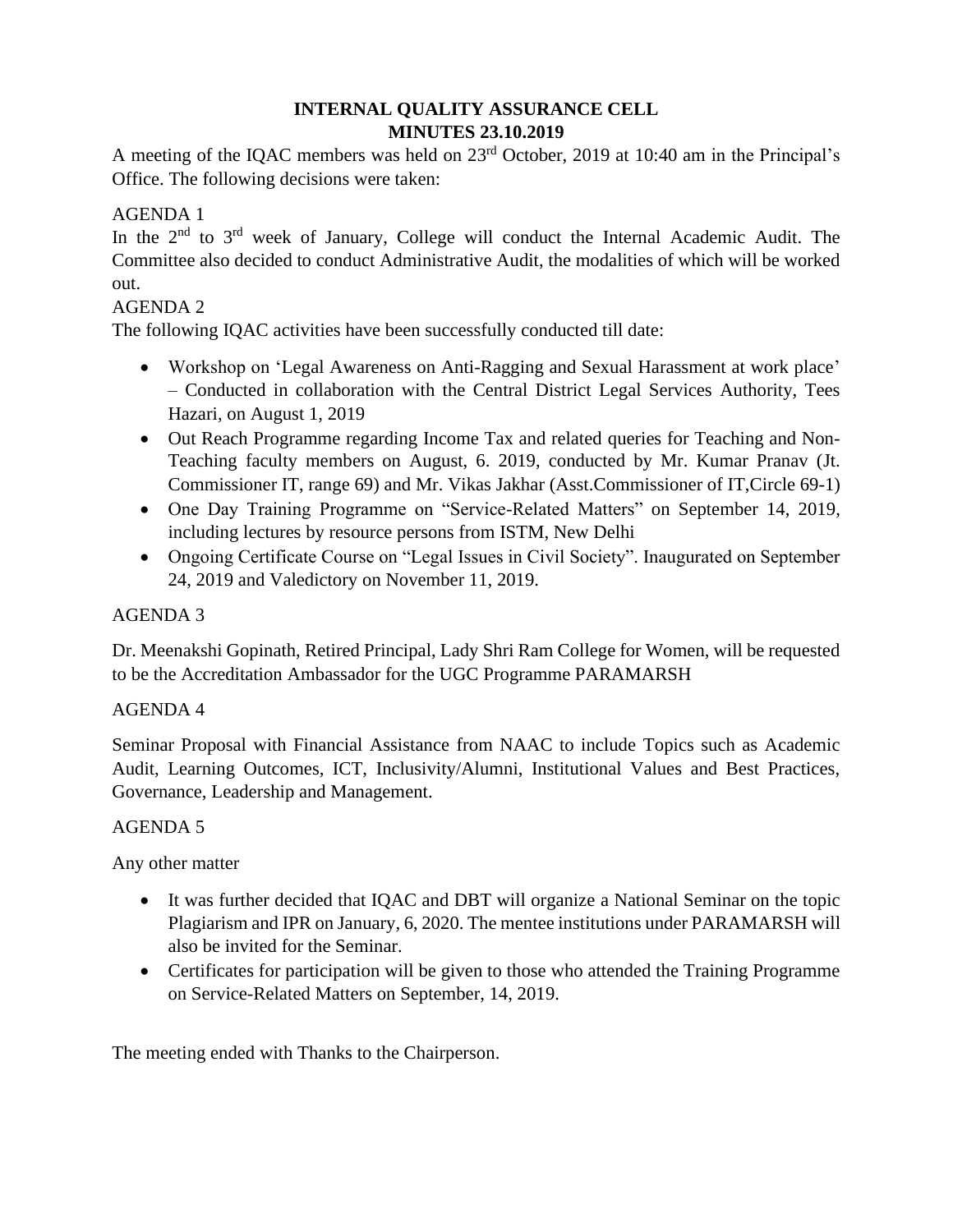# INTERNAL QUALITY ASSURANCE CELL
## MINUTES 23.10.2019

A meeting of the IQAC members was held on 23rd October, 2019 at 10:40 am in the Principal's Office. The following decisions were taken:

AGENDA 1

In the 2nd to 3rd week of January, College will conduct the Internal Academic Audit. The Committee also decided to conduct Administrative Audit, the modalities of which will be worked out.

AGENDA 2

The following IQAC activities have been successfully conducted till date:

- Workshop on 'Legal Awareness on Anti-Ragging and Sexual Harassment at work place' – Conducted in collaboration with the Central District Legal Services Authority, Tees Hazari, on August 1, 2019
- Out Reach Programme regarding Income Tax and related queries for Teaching and Non-Teaching faculty members on August, 6. 2019, conducted by Mr. Kumar Pranav (Jt. Commissioner IT, range 69) and Mr. Vikas Jakhar (Asst.Commissioner of IT,Circle 69-1)
- One Day Training Programme on "Service-Related Matters" on September 14, 2019, including lectures by resource persons from ISTM, New Delhi
- Ongoing Certificate Course on "Legal Issues in Civil Society". Inaugurated on September 24, 2019 and Valedictory on November 11, 2019.

AGENDA 3

Dr. Meenakshi Gopinath, Retired Principal, Lady Shri Ram College for Women, will be requested to be the Accreditation Ambassador for the UGC Programme PARAMARSH

AGENDA 4

Seminar Proposal with Financial Assistance from NAAC to include Topics such as Academic Audit, Learning Outcomes, ICT, Inclusivity/Alumni, Institutional Values and Best Practices, Governance, Leadership and Management.

AGENDA 5

Any other matter

- It was further decided that IQAC and DBT will organize a National Seminar on the topic Plagiarism and IPR on January, 6, 2020. The mentee institutions under PARAMARSH will also be invited for the Seminar.
- Certificates for participation will be given to those who attended the Training Programme on Service-Related Matters on September, 14, 2019.

The meeting ended with Thanks to the Chairperson.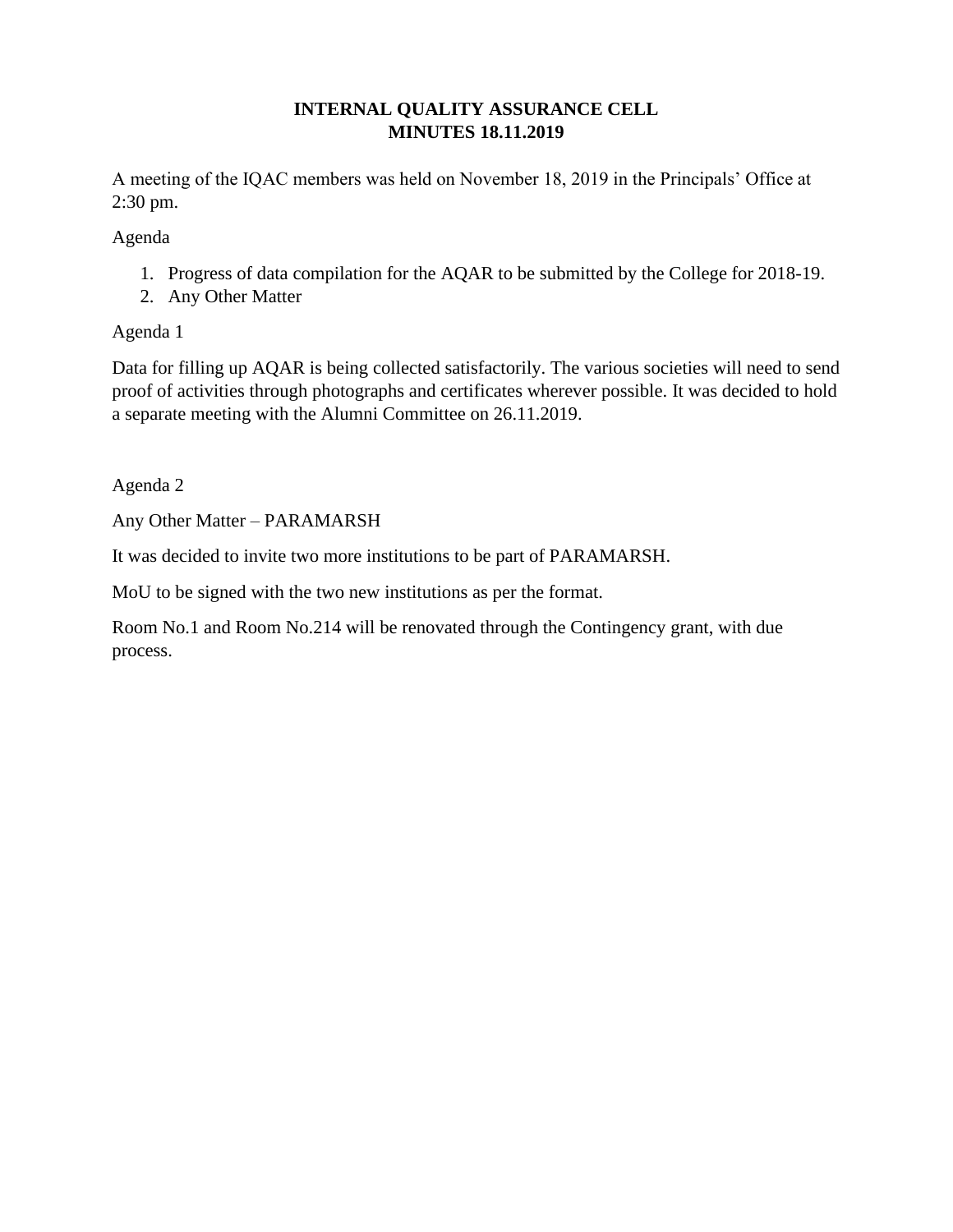# INTERNAL QUALITY ASSURANCE CELL
# MINUTES 18.11.2019

A meeting of the IQAC members was held on November 18, 2019 in the Principals' Office at 2:30 pm.

Agenda

1. Progress of data compilation for the AQAR to be submitted by the College for 2018-19.
2. Any Other Matter

Agenda 1

Data for filling up AQAR is being collected satisfactorily. The various societies will need to send proof of activities through photographs and certificates wherever possible. It was decided to hold a separate meeting with the Alumni Committee on 26.11.2019.

Agenda 2

Any Other Matter – PARAMARSH

It was decided to invite two more institutions to be part of PARAMARSH.

MoU to be signed with the two new institutions as per the format.

Room No.1 and Room No.214 will be renovated through the Contingency grant, with due process.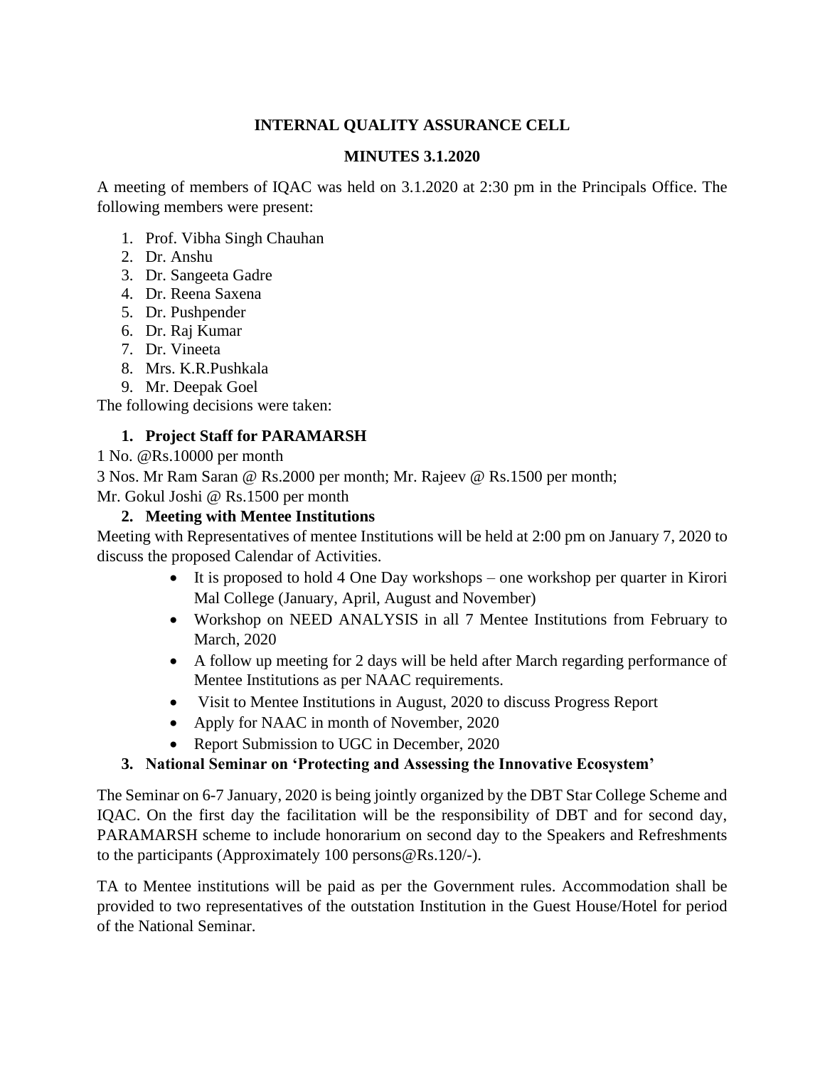**INTERNAL QUALITY ASSURANCE CELL**

**MINUTES 3.1.2020**

A meeting of members of IQAC was held on 3.1.2020 at 2:30 pm in the Principals Office. The following members were present:

1. Prof. Vibha Singh Chauhan
2. Dr. Anshu
3. Dr. Sangeeta Gadre
4. Dr. Reena Saxena
5. Dr. Pushpender
6. Dr. Raj Kumar
7. Dr. Vineeta
8. Mrs. K.R.Pushkala
9. Mr. Deepak Goel

The following decisions were taken:

1. **Project Staff for PARAMARSH**

1 No. @Rs.10000 per month

3 Nos. Mr Ram Saran @ Rs.2000 per month; Mr. Rajeev @ Rs.1500 per month; Mr. Gokul Joshi @ Rs.1500 per month

2. **Meeting with Mentee Institutions**

Meeting with Representatives of mentee Institutions will be held at 2:00 pm on January 7, 2020 to discuss the proposed Calendar of Activities.

- It is proposed to hold 4 One Day workshops – one workshop per quarter in Kirori Mal College (January, April, August and November)
- Workshop on NEED ANALYSIS in all 7 Mentee Institutions from February to March, 2020
- A follow up meeting for 2 days will be held after March regarding performance of Mentee Institutions as per NAAC requirements.
- Visit to Mentee Institutions in August, 2020 to discuss Progress Report
- Apply for NAAC in month of November, 2020
- Report Submission to UGC in December, 2020

3. **National Seminar on 'Protecting and Assessing the Innovative Ecosystem'**

The Seminar on 6-7 January, 2020 is being jointly organized by the DBT Star College Scheme and IQAC. On the first day the facilitation will be the responsibility of DBT and for second day, PARAMARSH scheme to include honorarium on second day to the Speakers and Refreshments to the participants (Approximately 100 persons@Rs.120/-).

TA to Mentee institutions will be paid as per the Government rules. Accommodation shall be provided to two representatives of the outstation Institution in the Guest House/Hotel for period of the National Seminar.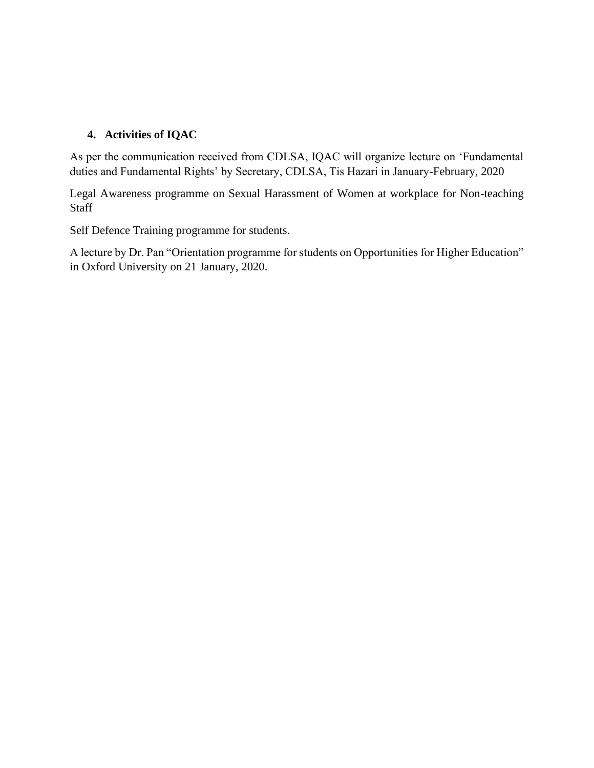## 4. Activities of IQAC

As per the communication received from CDLSA, IQAC will organize lecture on ‘Fundamental duties and Fundamental Rights’ by Secretary, CDLSA, Tis Hazari in January-February, 2020

Legal Awareness programme on Sexual Harassment of Women at workplace for Non-teaching Staff

Self Defence Training programme for students.

A lecture by Dr. Pan “Orientation programme for students on Opportunities for Higher Education” in Oxford University on 21 January, 2020.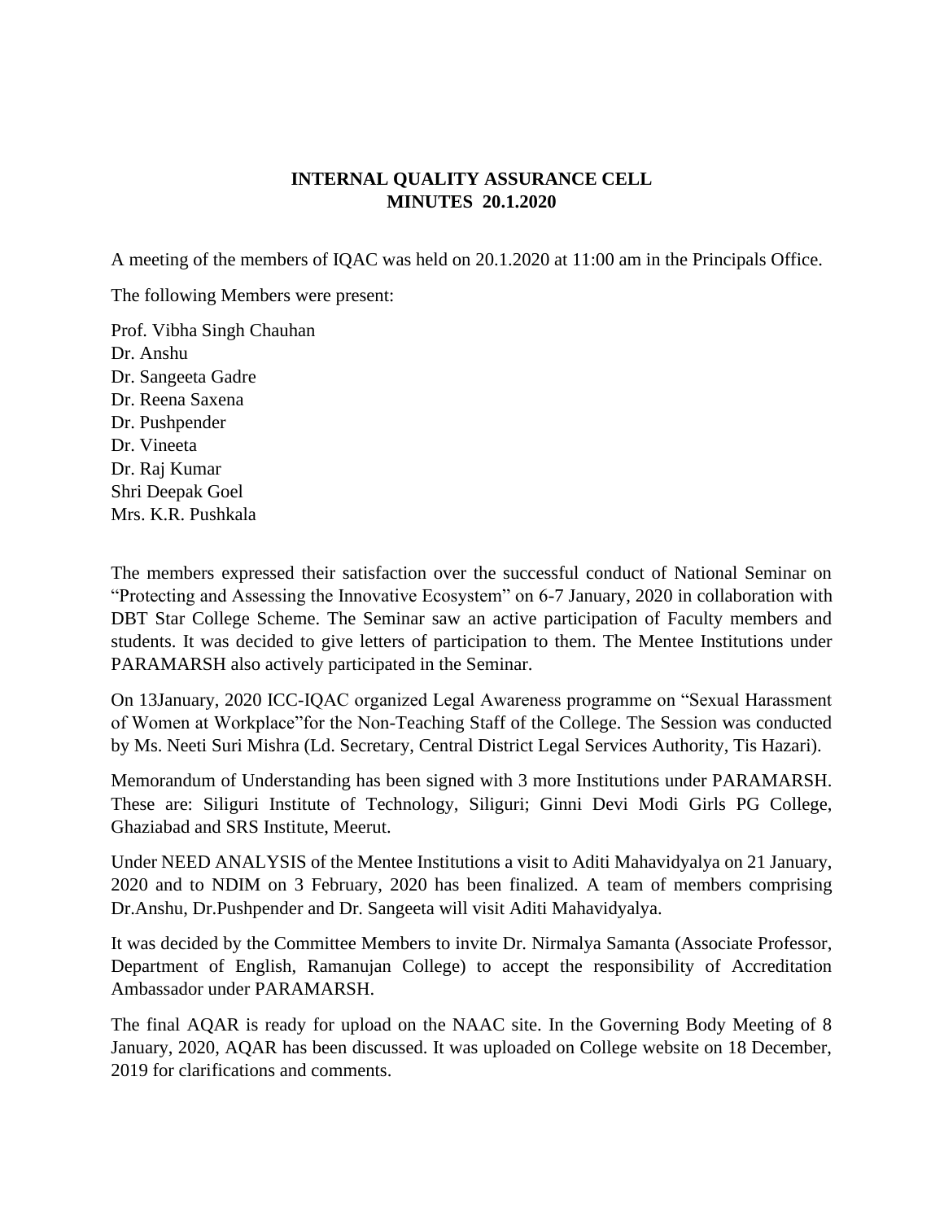**INTERNAL QUALITY ASSURANCE CELL**
**MINUTES 20.1.2020**

A meeting of the members of IQAC was held on 20.1.2020 at 11:00 am in the Principals Office.

The following Members were present:

Prof. Vibha Singh Chauhan
Dr. Anshu
Dr. Sangeeta Gadre
Dr. Reena Saxena
Dr. Pushpender
Dr. Vineeta
Dr. Raj Kumar
Shri Deepak Goel
Mrs. K.R. Pushkala

The members expressed their satisfaction over the successful conduct of National Seminar on "Protecting and Assessing the Innovative Ecosystem" on 6-7 January, 2020 in collaboration with DBT Star College Scheme. The Seminar saw an active participation of Faculty members and students. It was decided to give letters of participation to them. The Mentee Institutions under PARAMARSH also actively participated in the Seminar.

On 13January, 2020 ICC-IQAC organized Legal Awareness programme on "Sexual Harassment of Women at Workplace"for the Non-Teaching Staff of the College. The Session was conducted by Ms. Neeti Suri Mishra (Ld. Secretary, Central District Legal Services Authority, Tis Hazari).

Memorandum of Understanding has been signed with 3 more Institutions under PARAMARSH. These are: Siliguri Institute of Technology, Siliguri; Ginni Devi Modi Girls PG College, Ghaziabad and SRS Institute, Meerut.

Under NEED ANALYSIS of the Mentee Institutions a visit to Aditi Mahavidyalya on 21 January, 2020 and to NDIM on 3 February, 2020 has been finalized. A team of members comprising Dr.Anshu, Dr.Pushpender and Dr. Sangeeta will visit Aditi Mahavidyalya.

It was decided by the Committee Members to invite Dr. Nirmalya Samanta (Associate Professor, Department of English, Ramanujan College) to accept the responsibility of Accreditation Ambassador under PARAMARSH.

The final AQAR is ready for upload on the NAAC site. In the Governing Body Meeting of 8 January, 2020, AQAR has been discussed. It was uploaded on College website on 18 December, 2019 for clarifications and comments.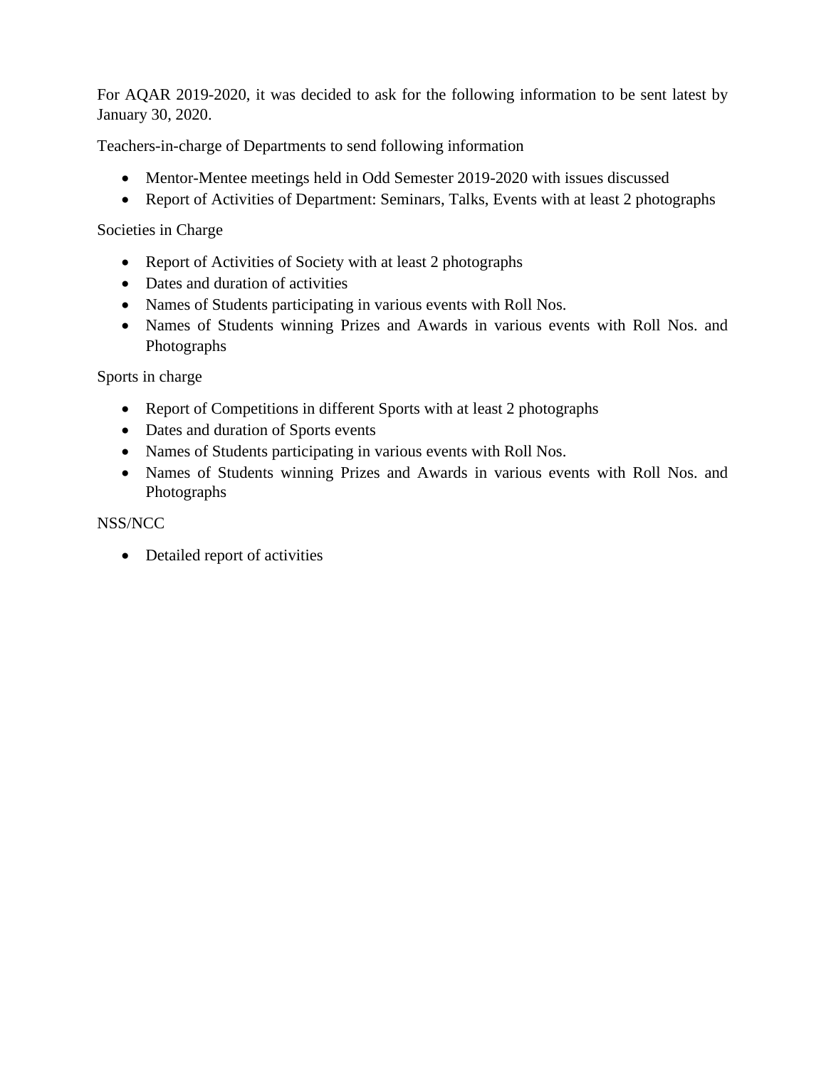For AQAR 2019-2020, it was decided to ask for the following information to be sent latest by January 30, 2020.

Teachers-in-charge of Departments to send following information

- Mentor-Mentee meetings held in Odd Semester 2019-2020 with issues discussed
- Report of Activities of Department: Seminars, Talks, Events with at least 2 photographs

Societies in Charge

- Report of Activities of Society with at least 2 photographs
- Dates and duration of activities
- Names of Students participating in various events with Roll Nos.
- Names of Students winning Prizes and Awards in various events with Roll Nos. and Photographs

Sports in charge

- Report of Competitions in different Sports with at least 2 photographs
- Dates and duration of Sports events
- Names of Students participating in various events with Roll Nos.
- Names of Students winning Prizes and Awards in various events with Roll Nos. and Photographs

NSS/NCC

- Detailed report of activities